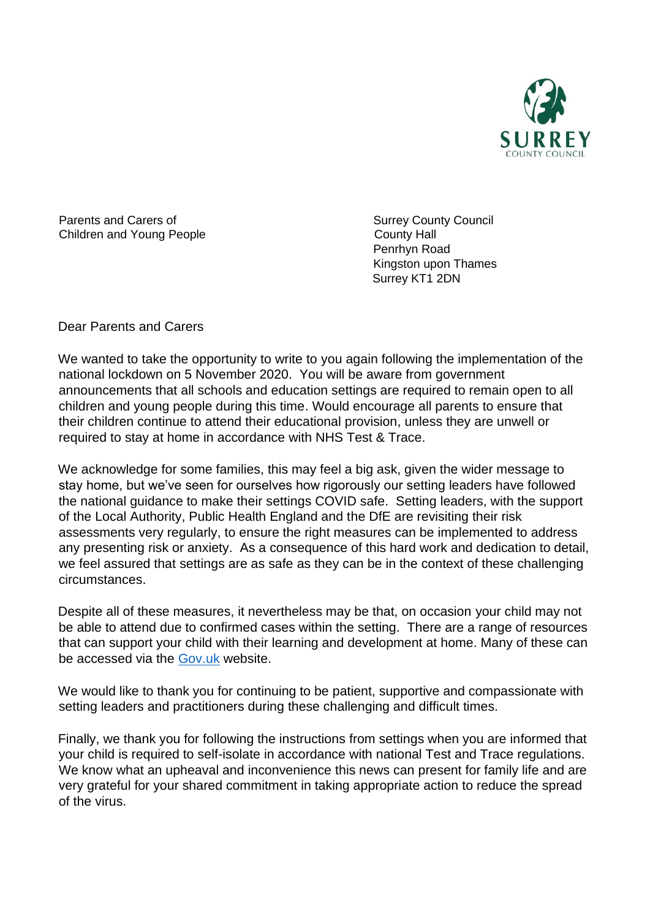SURREY
COUNTY COUNCIL

Parents and Carers of
Children and Young People

Surrey County Council
County Hall
Penrhyn Road
Kingston upon Thames
Surrey KT1 2DN

Dear Parents and Carers

We wanted to take the opportunity to write to you again following the implementation of the national lockdown on 5 November 2020. You will be aware from government announcements that all schools and education settings are required to remain open to all children and young people during this time. Would encourage all parents to ensure that their children continue to attend their educational provision, unless they are unwell or required to stay at home in accordance with NHS Test & Trace.

We acknowledge for some families, this may feel a big ask, given the wider message to stay home, but we've seen for ourselves how rigorously our setting leaders have followed the national guidance to make their settings COVID safe. Setting leaders, with the support of the Local Authority, Public Health England and the DfE are revisiting their risk assessments very regularly, to ensure the right measures can be implemented to address any presenting risk or anxiety. As a consequence of this hard work and dedication to detail, we feel assured that settings are as safe as they can be in the context of these challenging circumstances.

Despite all of these measures, it nevertheless may be that, on occasion your child may not be able to attend due to confirmed cases within the setting. There are a range of resources that can support your child with their learning and development at home. Many of these can be accessed via the Gov.uk website.

We would like to thank you for continuing to be patient, supportive and compassionate with setting leaders and practitioners during these challenging and difficult times.

Finally, we thank you for following the instructions from settings when you are informed that your child is required to self-isolate in accordance with national Test and Trace regulations. We know what an upheaval and inconvenience this news can present for family life and are very grateful for your shared commitment in taking appropriate action to reduce the spread of the virus.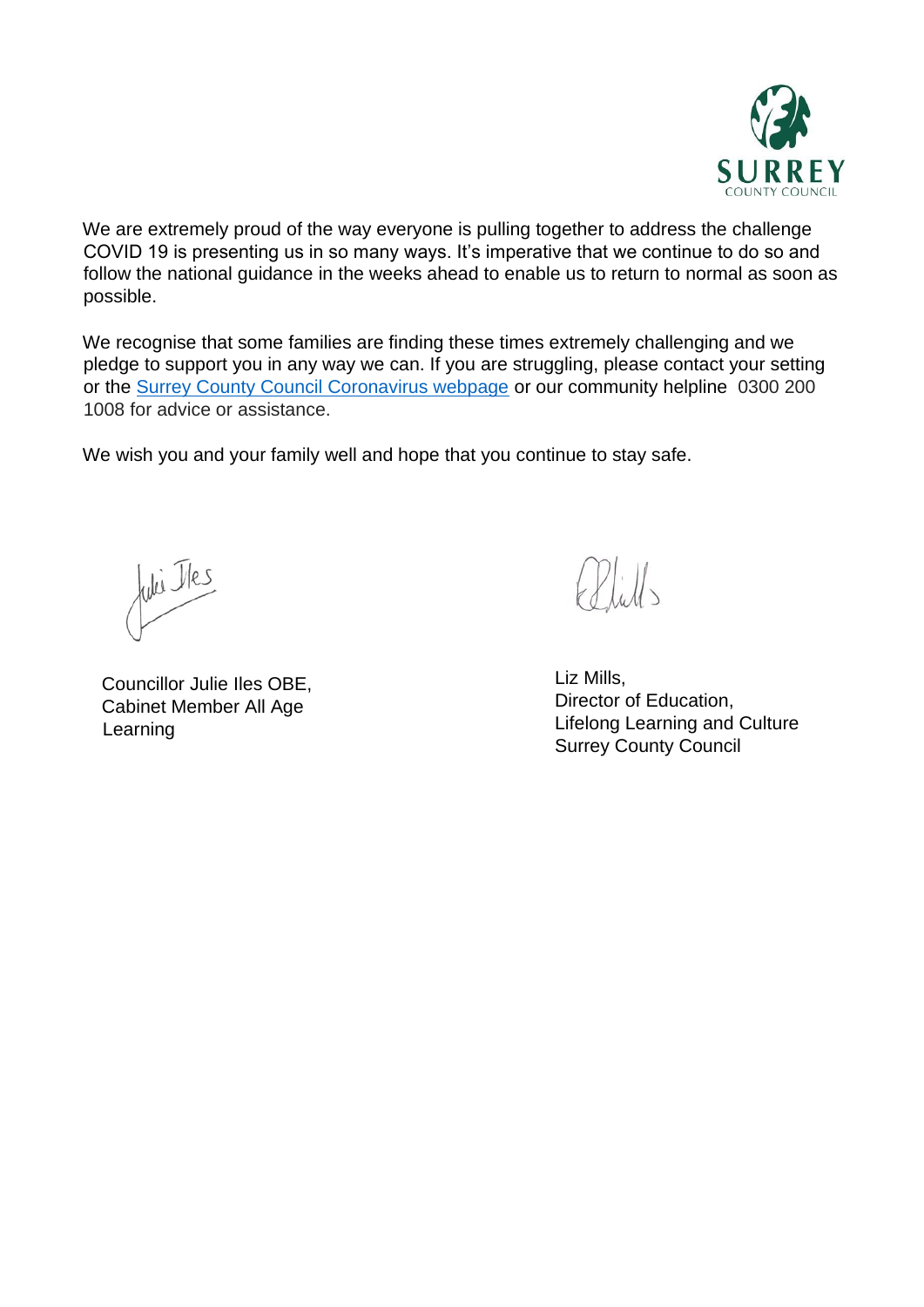SURREY
COUNTY COUNCIL

We are extremely proud of the way everyone is pulling together to address the challenge COVID 19 is presenting us in so many ways. It's imperative that we continue to do so and follow the national guidance in the weeks ahead to enable us to return to normal as soon as possible.

We recognise that some families are finding these times extremely challenging and we pledge to support you in any way we can. If you are struggling, please contact your setting or the Surrey County Council Coronavirus webpage or our community helpline 0300 200 1008 for advice or assistance.

We wish you and your family well and hope that you continue to stay safe.

Councillor Julie Iles OBE,
Cabinet Member All Age Learning

Liz Mills,
Director of Education,
Lifelong Learning and Culture
Surrey County Council